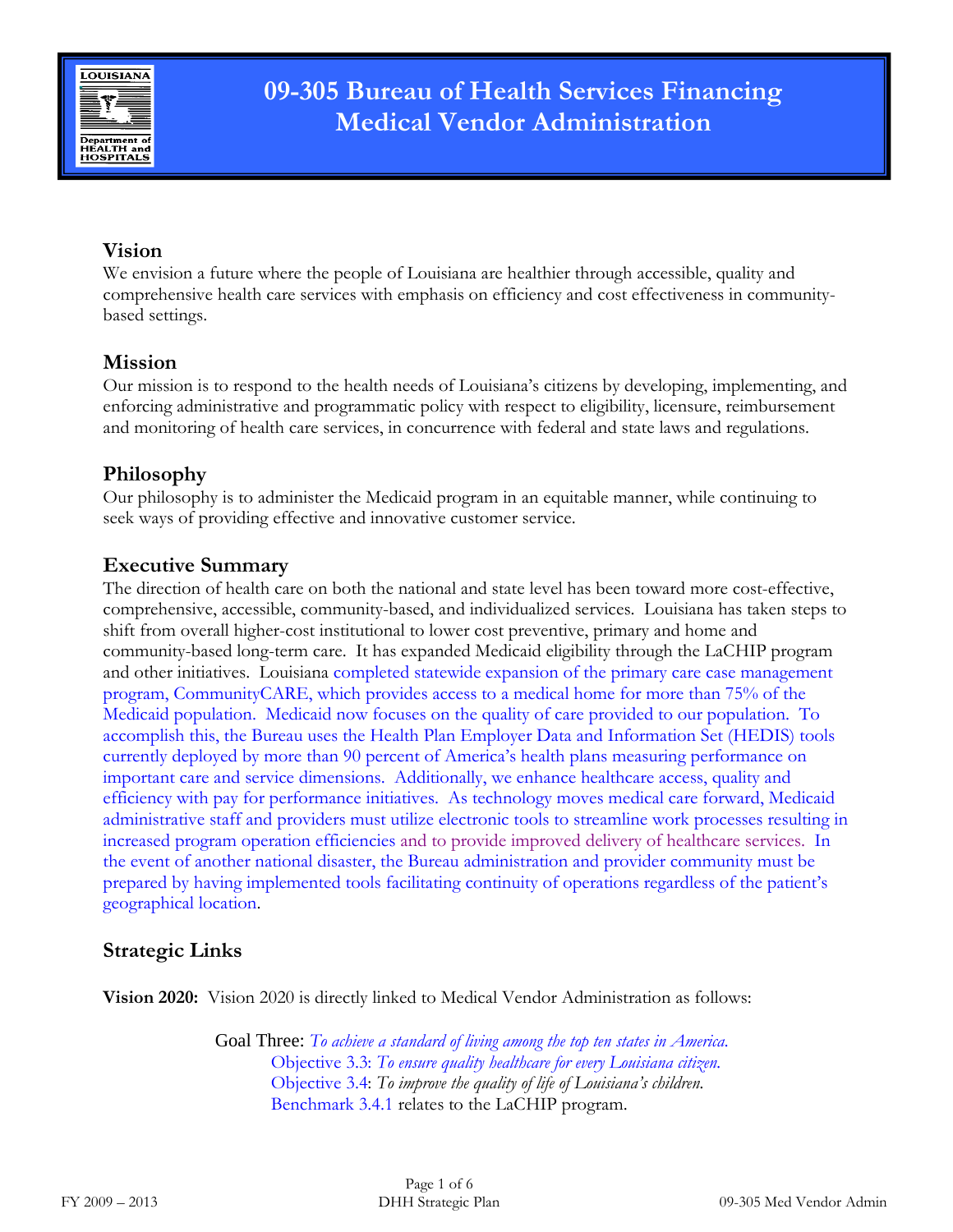# 09-305 Bureau of Health Services Financing
# Medical Vendor Administration

## Vision

We envision a future where the people of Louisiana are healthier through accessible, quality and comprehensive health care services with emphasis on efficiency and cost effectiveness in community-based settings.

## Mission

Our mission is to respond to the health needs of Louisiana's citizens by developing, implementing, and enforcing administrative and programmatic policy with respect to eligibility, licensure, reimbursement and monitoring of health care services, in concurrence with federal and state laws and regulations.

## Philosophy

Our philosophy is to administer the Medicaid program in an equitable manner, while continuing to seek ways of providing effective and innovative customer service.

## Executive Summary

The direction of health care on both the national and state level has been toward more cost-effective, comprehensive, accessible, community-based, and individualized services. Louisiana has taken steps to shift from overall higher-cost institutional to lower cost preventive, primary and home and community-based long-term care. It has expanded Medicaid eligibility through the LaCHIP program and other initiatives. Louisiana completed statewide expansion of the primary care case management program, CommunityCARE, which provides access to a medical home for more than 75% of the Medicaid population. Medicaid now focuses on the quality of care provided to our population. To accomplish this, the Bureau uses the Health Plan Employer Data and Information Set (HEDIS) tools currently deployed by more than 90 percent of America's health plans measuring performance on important care and service dimensions. Additionally, we enhance healthcare access, quality and efficiency with pay for performance initiatives. As technology moves medical care forward, Medicaid administrative staff and providers must utilize electronic tools to streamline work processes resulting in increased program operation efficiencies and to provide improved delivery of healthcare services. In the event of another national disaster, the Bureau administration and provider community must be prepared by having implemented tools facilitating continuity of operations regardless of the patient's geographical location.

## Strategic Links

**Vision 2020:** Vision 2020 is directly linked to Medical Vendor Administration as follows:

Goal Three: *To achieve a standard of living among the top ten states in America.*
- Objective 3.3: *To ensure quality healthcare for every Louisiana citizen.*
- Objective 3.4: *To improve the quality of life of Louisiana's children.*
- Benchmark 3.4.1 relates to the LaCHIP program.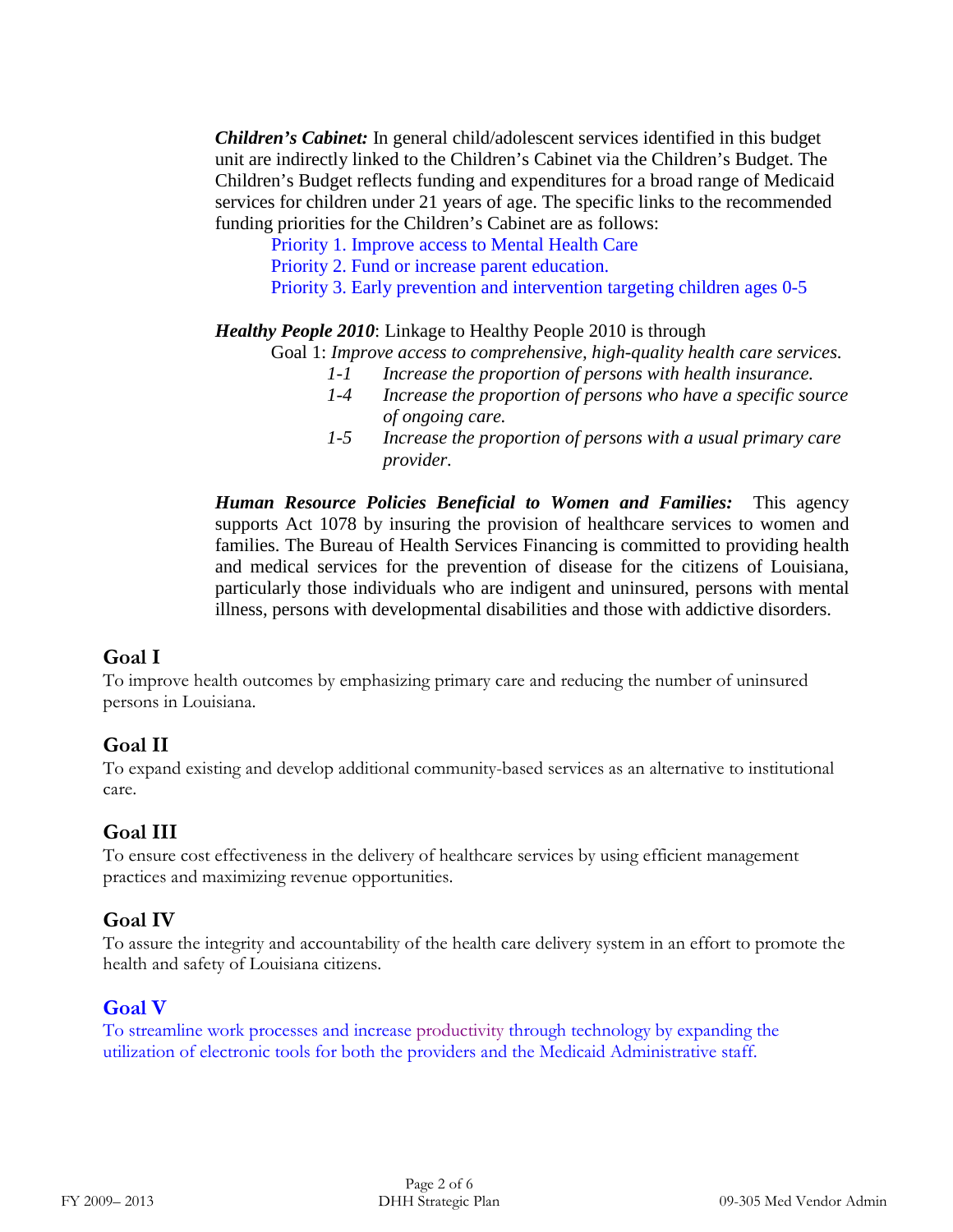***Children's Cabinet:*** In general child/adolescent services identified in this budget unit are indirectly linked to the Children's Cabinet via the Children's Budget. The Children's Budget reflects funding and expenditures for a broad range of Medicaid services for children under 21 years of age. The specific links to the recommended funding priorities for the Children's Cabinet are as follows:

Priority 1. Improve access to Mental Health Care
Priority 2. Fund or increase parent education.
Priority 3. Early prevention and intervention targeting children ages 0-5

***Healthy People 2010***: Linkage to Healthy People 2010 is through

Goal 1: *Improve access to comprehensive, high-quality health care services.*

- *1-1* *Increase the proportion of persons with health insurance.*
- *1-4* *Increase the proportion of persons who have a specific source of ongoing care.*
- *1-5* *Increase the proportion of persons with a usual primary care provider.*

***Human Resource Policies Beneficial to Women and Families:*** This agency supports Act 1078 by insuring the provision of healthcare services to women and families. The Bureau of Health Services Financing is committed to providing health and medical services for the prevention of disease for the citizens of Louisiana, particularly those individuals who are indigent and uninsured, persons with mental illness, persons with developmental disabilities and those with addictive disorders.

## Goal I

To improve health outcomes by emphasizing primary care and reducing the number of uninsured persons in Louisiana.

## Goal II

To expand existing and develop additional community-based services as an alternative to institutional care.

## Goal III

To ensure cost effectiveness in the delivery of healthcare services by using efficient management practices and maximizing revenue opportunities.

## Goal IV

To assure the integrity and accountability of the health care delivery system in an effort to promote the health and safety of Louisiana citizens.

## Goal V

To streamline work processes and increase productivity through technology by expanding the utilization of electronic tools for both the providers and the Medicaid Administrative staff.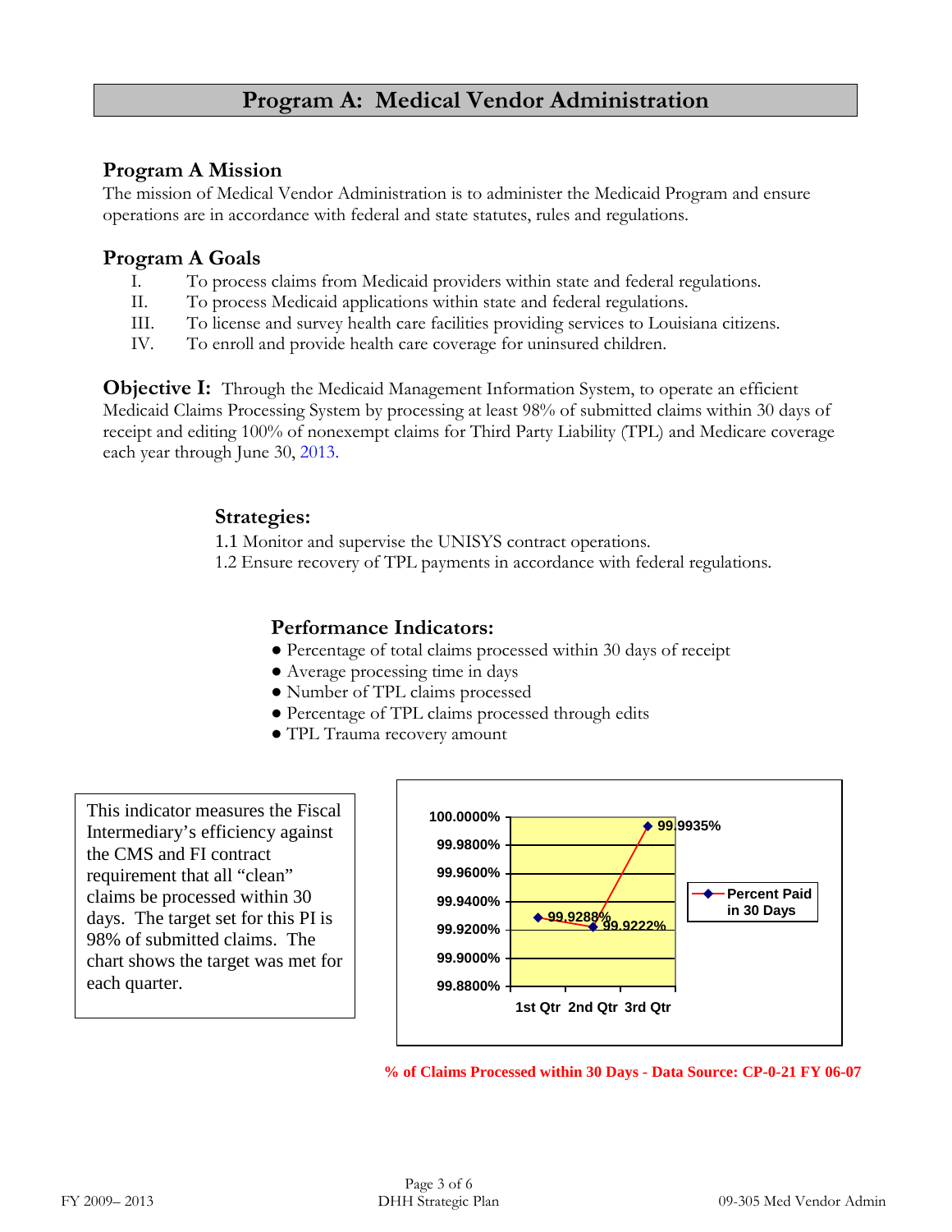# Program A: Medical Vendor Administration

## Program A Mission

The mission of Medical Vendor Administration is to administer the Medicaid Program and ensure operations are in accordance with federal and state statutes, rules and regulations.

## Program A Goals

I. To process claims from Medicaid providers within state and federal regulations.
II. To process Medicaid applications within state and federal regulations.
III. To license and survey health care facilities providing services to Louisiana citizens.
IV. To enroll and provide health care coverage for uninsured children.

**Objective I:** Through the Medicaid Management Information System, to operate an efficient Medicaid Claims Processing System by processing at least 98% of submitted claims within 30 days of receipt and editing 100% of nonexempt claims for Third Party Liability (TPL) and Medicare coverage each year through June 30, 2013.

### Strategies:

1.1 Monitor and supervise the UNISYS contract operations.
1.2 Ensure recovery of TPL payments in accordance with federal regulations.

### Performance Indicators:

- Percentage of total claims processed within 30 days of receipt
- Average processing time in days
- Number of TPL claims processed
- Percentage of TPL claims processed through edits
- TPL Trauma recovery amount

This indicator measures the Fiscal Intermediary's efficiency against the CMS and FI contract requirement that all "clean" claims be processed within 30 days. The target set for this PI is 98% of submitted claims. The chart shows the target was met for each quarter.

| | Percent Paid in 30 Days |
|---|---|
| 1st Qtr | 99.9288% |
| 2nd Qtr | 99.9222% |
| 3rd Qtr | 99.9935% |

% of Claims Processed within 30 Days - Data Source: CP-0-21 FY 06-07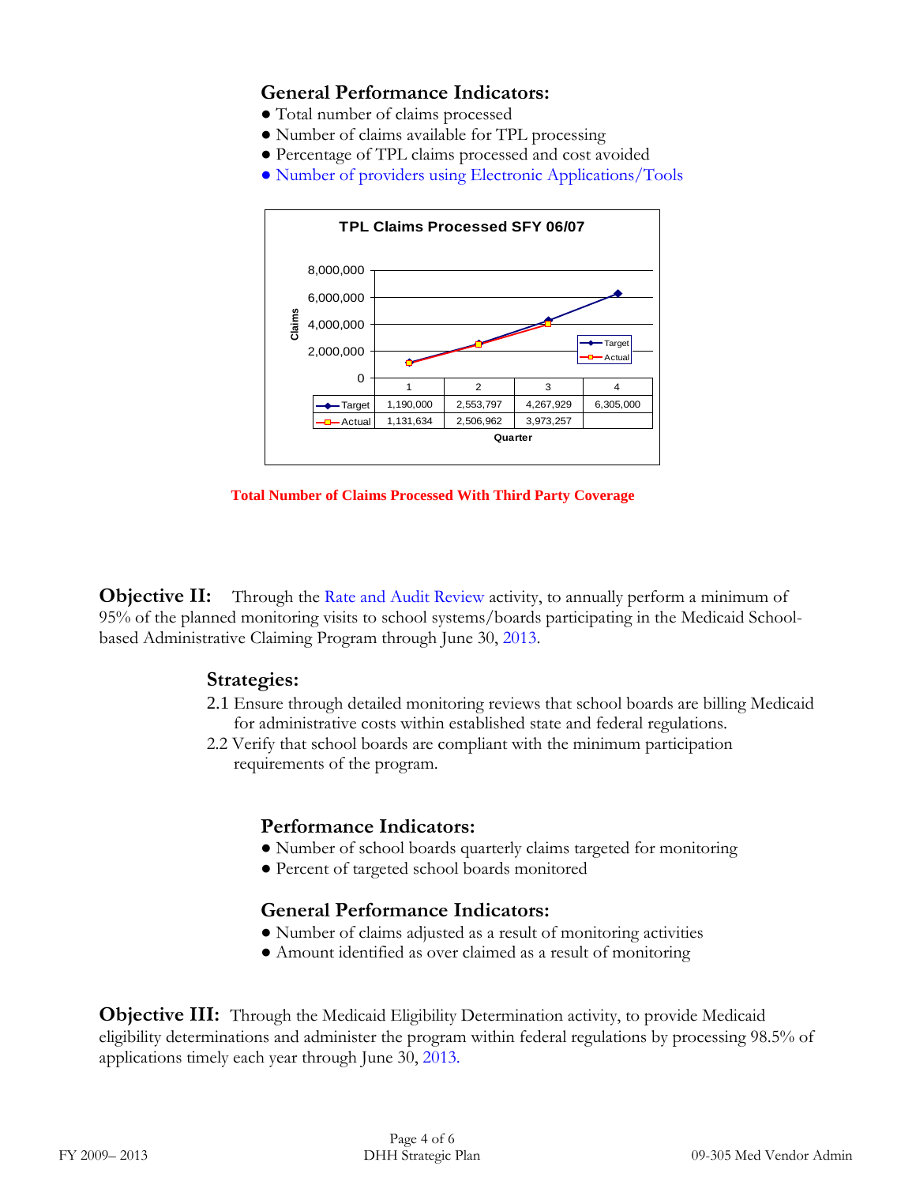**General Performance Indicators:**

- Total number of claims processed
- Number of claims available for TPL processing
- Percentage of TPL claims processed and cost avoided
- Number of providers using Electronic Applications/Tools

**TPL Claims Processed SFY 06/07**

| Quarter | 1 | 2 | 3 | 4 |
|---|---|---|---|---|
| Target | 1,190,000 | 2,553,797 | 4,267,929 | 6,305,000 |
| Actual | 1,131,634 | 2,506,962 | 3,973,257 | |

**Total Number of Claims Processed With Third Party Coverage**

**Objective II:** Through the Rate and Audit Review activity, to annually perform a minimum of 95% of the planned monitoring visits to school systems/boards participating in the Medicaid School-based Administrative Claiming Program through June 30, 2013.

**Strategies:**

2.1 Ensure through detailed monitoring reviews that school boards are billing Medicaid for administrative costs within established state and federal regulations.

2.2 Verify that school boards are compliant with the minimum participation requirements of the program.

**Performance Indicators:**

- Number of school boards quarterly claims targeted for monitoring
- Percent of targeted school boards monitored

**General Performance Indicators:**

- Number of claims adjusted as a result of monitoring activities
- Amount identified as over claimed as a result of monitoring

**Objective III:** Through the Medicaid Eligibility Determination activity, to provide Medicaid eligibility determinations and administer the program within federal regulations by processing 98.5% of applications timely each year through June 30, 2013.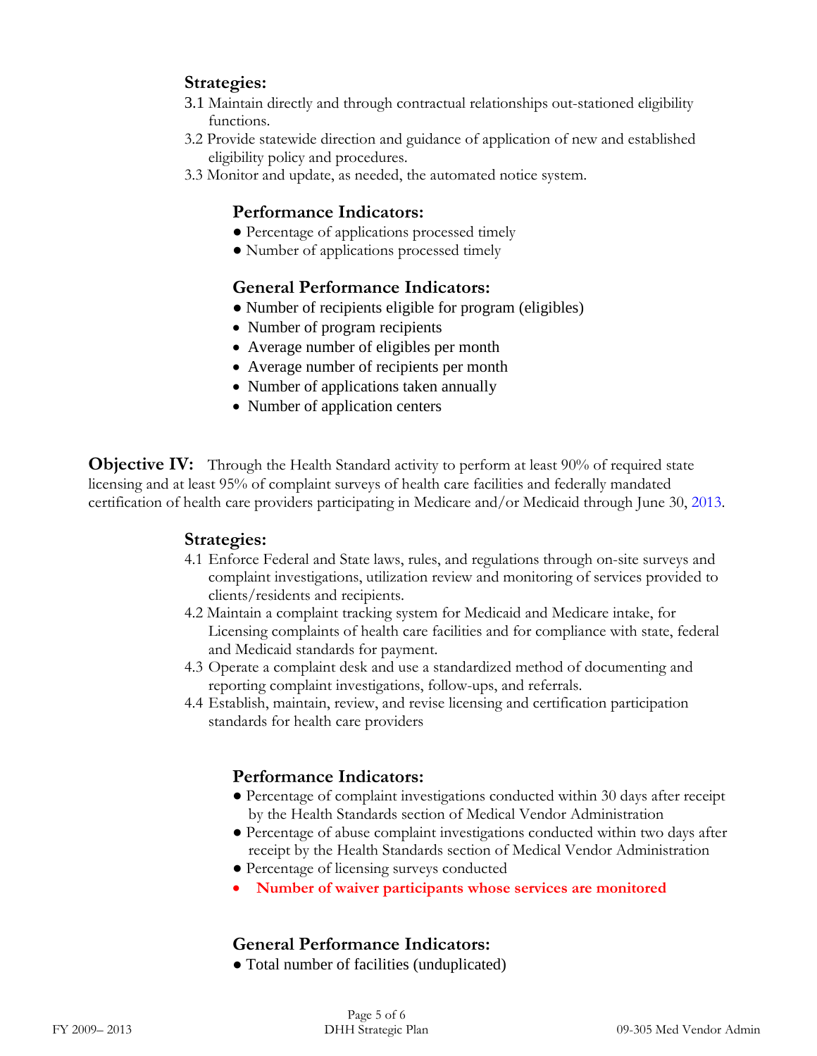### Strategies:

3.1 Maintain directly and through contractual relationships out-stationed eligibility functions.

3.2 Provide statewide direction and guidance of application of new and established eligibility policy and procedures.

3.3 Monitor and update, as needed, the automated notice system.

#### Performance Indicators:

- Percentage of applications processed timely
- Number of applications processed timely

#### General Performance Indicators:

- Number of recipients eligible for program (eligibles)
- Number of program recipients
- Average number of eligibles per month
- Average number of recipients per month
- Number of applications taken annually
- Number of application centers

**Objective IV:** Through the Health Standard activity to perform at least 90% of required state licensing and at least 95% of complaint surveys of health care facilities and federally mandated certification of health care providers participating in Medicare and/or Medicaid through June 30, 2013.

### Strategies:

4.1 Enforce Federal and State laws, rules, and regulations through on-site surveys and complaint investigations, utilization review and monitoring of services provided to clients/residents and recipients.

4.2 Maintain a complaint tracking system for Medicaid and Medicare intake, for Licensing complaints of health care facilities and for compliance with state, federal and Medicaid standards for payment.

4.3 Operate a complaint desk and use a standardized method of documenting and reporting complaint investigations, follow-ups, and referrals.

4.4 Establish, maintain, review, and revise licensing and certification participation standards for health care providers

#### Performance Indicators:

- Percentage of complaint investigations conducted within 30 days after receipt by the Health Standards section of Medical Vendor Administration
- Percentage of abuse complaint investigations conducted within two days after receipt by the Health Standards section of Medical Vendor Administration
- Percentage of licensing surveys conducted
- **Number of waiver participants whose services are monitored**

#### General Performance Indicators:

- Total number of facilities (unduplicated)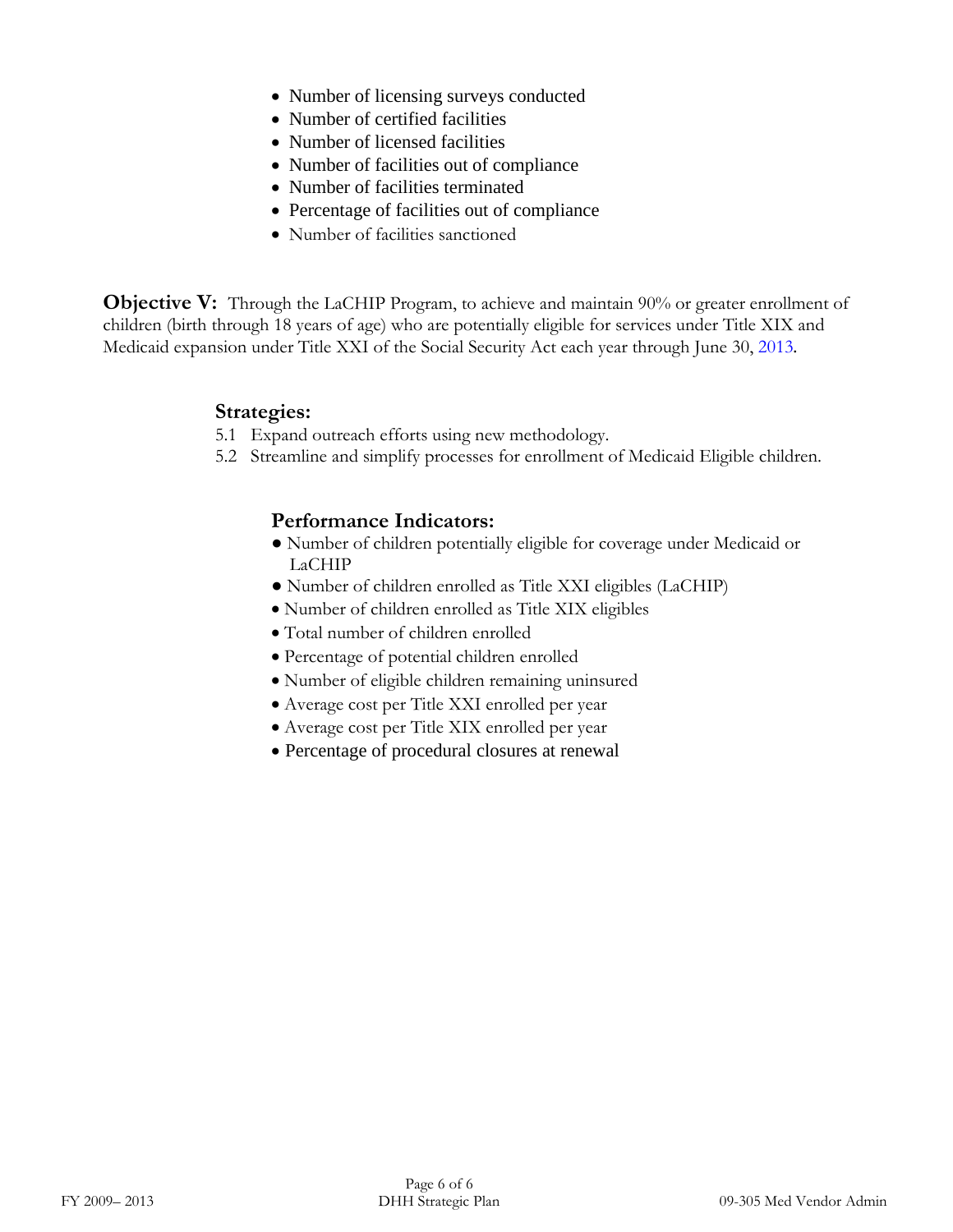- Number of licensing surveys conducted
- Number of certified facilities
- Number of licensed facilities
- Number of facilities out of compliance
- Number of facilities terminated
- Percentage of facilities out of compliance
- Number of facilities sanctioned

**Objective V:** Through the LaCHIP Program, to achieve and maintain 90% or greater enrollment of children (birth through 18 years of age) who are potentially eligible for services under Title XIX and Medicaid expansion under Title XXI of the Social Security Act each year through June 30, 2013.

### Strategies:

5.1 Expand outreach efforts using new methodology.

5.2 Streamline and simplify processes for enrollment of Medicaid Eligible children.

### Performance Indicators:

- Number of children potentially eligible for coverage under Medicaid or LaCHIP
- Number of children enrolled as Title XXI eligibles (LaCHIP)
- Number of children enrolled as Title XIX eligibles
- Total number of children enrolled
- Percentage of potential children enrolled
- Number of eligible children remaining uninsured
- Average cost per Title XXI enrolled per year
- Average cost per Title XIX enrolled per year
- Percentage of procedural closures at renewal